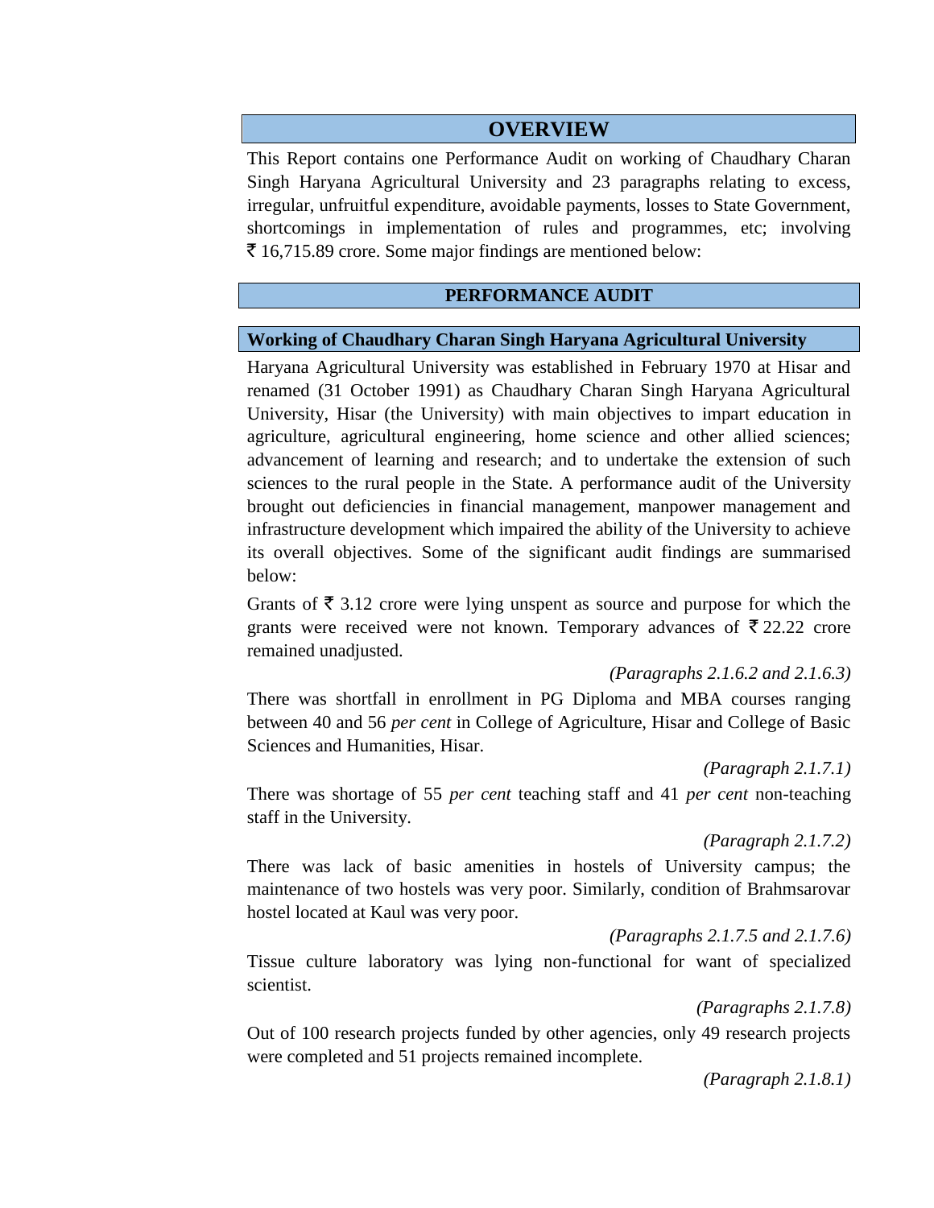# OVERVIEW

This Report contains one Performance Audit on working of Chaudhary Charan Singh Haryana Agricultural University and 23 paragraphs relating to excess, irregular, unfruitful expenditure, avoidable payments, losses to State Government, shortcomings in implementation of rules and programmes, etc; involving ₹ 16,715.89 crore. Some major findings are mentioned below:

## PERFORMANCE AUDIT

### Working of Chaudhary Charan Singh Haryana Agricultural University

Haryana Agricultural University was established in February 1970 at Hisar and renamed (31 October 1991) as Chaudhary Charan Singh Haryana Agricultural University, Hisar (the University) with main objectives to impart education in agriculture, agricultural engineering, home science and other allied sciences; advancement of learning and research; and to undertake the extension of such sciences to the rural people in the State. A performance audit of the University brought out deficiencies in financial management, manpower management and infrastructure development which impaired the ability of the University to achieve its overall objectives. Some of the significant audit findings are summarised below:

Grants of ₹ 3.12 crore were lying unspent as source and purpose for which the grants were received were not known. Temporary advances of ₹ 22.22 crore remained unadjusted.

*(Paragraphs 2.1.6.2 and 2.1.6.3)*

There was shortfall in enrollment in PG Diploma and MBA courses ranging between 40 and 56 *per cent* in College of Agriculture, Hisar and College of Basic Sciences and Humanities, Hisar.

*(Paragraph 2.1.7.1)*

There was shortage of 55 *per cent* teaching staff and 41 *per cent* non-teaching staff in the University.

*(Paragraph 2.1.7.2)*

There was lack of basic amenities in hostels of University campus; the maintenance of two hostels was very poor. Similarly, condition of Brahmsarovar hostel located at Kaul was very poor.

*(Paragraphs 2.1.7.5 and 2.1.7.6)*

Tissue culture laboratory was lying non-functional for want of specialized scientist.

*(Paragraphs 2.1.7.8)*

Out of 100 research projects funded by other agencies, only 49 research projects were completed and 51 projects remained incomplete.

*(Paragraph 2.1.8.1)*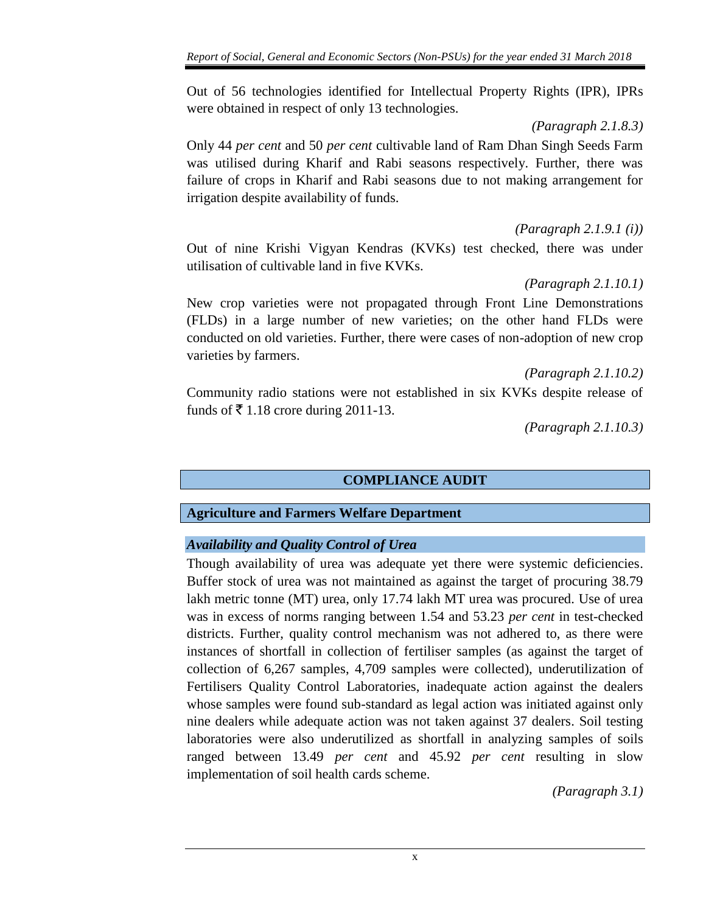Out of 56 technologies identified for Intellectual Property Rights (IPR), IPRs were obtained in respect of only 13 technologies.

*(Paragraph 2.1.8.3)*

Only 44 *per cent* and 50 *per cent* cultivable land of Ram Dhan Singh Seeds Farm was utilised during Kharif and Rabi seasons respectively. Further, there was failure of crops in Kharif and Rabi seasons due to not making arrangement for irrigation despite availability of funds.

*(Paragraph 2.1.9.1 (i))*

Out of nine Krishi Vigyan Kendras (KVKs) test checked, there was under utilisation of cultivable land in five KVKs.

*(Paragraph 2.1.10.1)*

New crop varieties were not propagated through Front Line Demonstrations (FLDs) in a large number of new varieties; on the other hand FLDs were conducted on old varieties. Further, there were cases of non-adoption of new crop varieties by farmers.

*(Paragraph 2.1.10.2)*

Community radio stations were not established in six KVKs despite release of funds of ₹ 1.18 crore during 2011-13.

*(Paragraph 2.1.10.3)*

## COMPLIANCE AUDIT

### Agriculture and Farmers Welfare Department

#### *Availability and Quality Control of Urea*

Though availability of urea was adequate yet there were systemic deficiencies. Buffer stock of urea was not maintained as against the target of procuring 38.79 lakh metric tonne (MT) urea, only 17.74 lakh MT urea was procured. Use of urea was in excess of norms ranging between 1.54 and 53.23 *per cent* in test-checked districts. Further, quality control mechanism was not adhered to, as there were instances of shortfall in collection of fertiliser samples (as against the target of collection of 6,267 samples, 4,709 samples were collected), underutilization of Fertilisers Quality Control Laboratories, inadequate action against the dealers whose samples were found sub-standard as legal action was initiated against only nine dealers while adequate action was not taken against 37 dealers. Soil testing laboratories were also underutilized as shortfall in analyzing samples of soils ranged between 13.49 *per cent* and 45.92 *per cent* resulting in slow implementation of soil health cards scheme.

*(Paragraph 3.1)*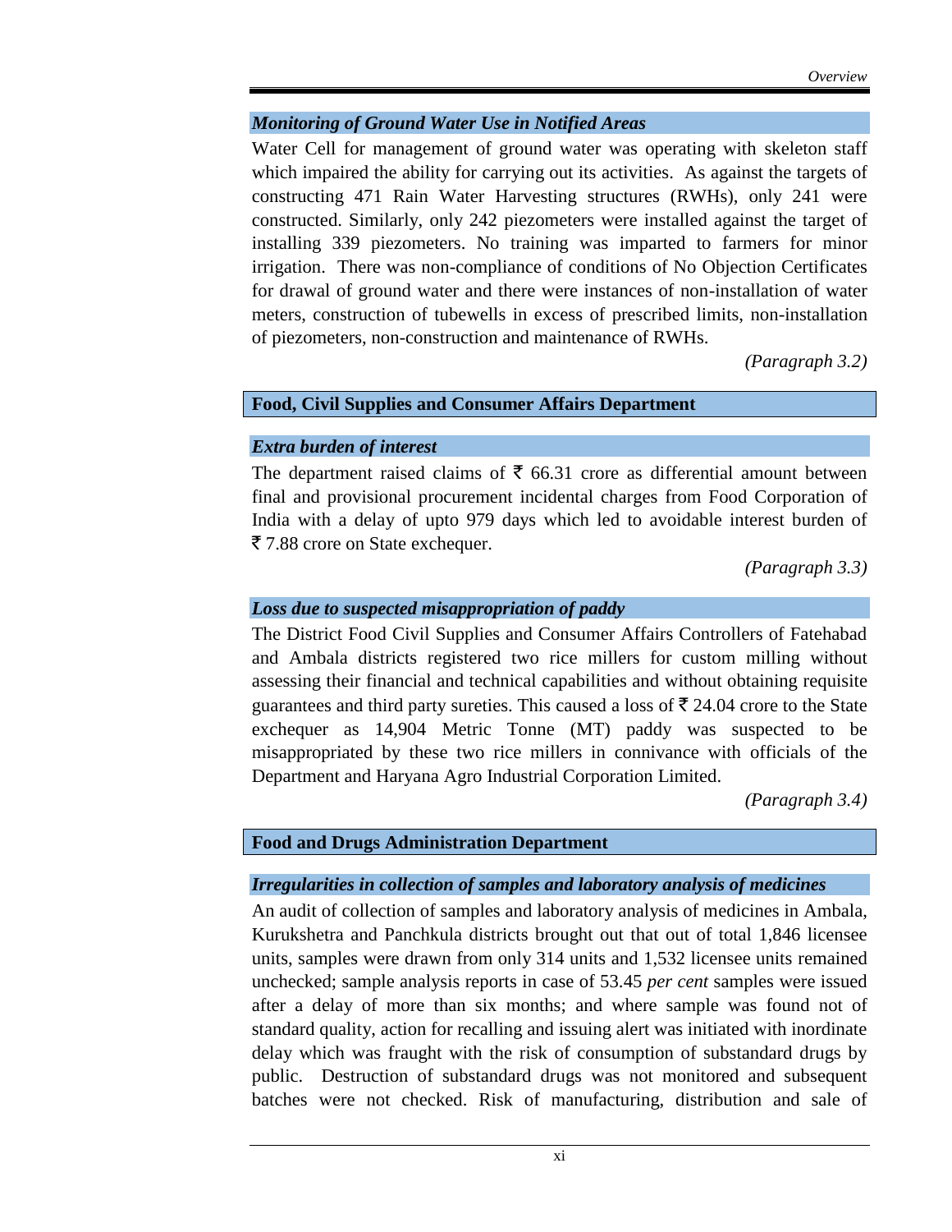### *Monitoring of Ground Water Use in Notified Areas*

Water Cell for management of ground water was operating with skeleton staff which impaired the ability for carrying out its activities. As against the targets of constructing 471 Rain Water Harvesting structures (RWHs), only 241 were constructed. Similarly, only 242 piezometers were installed against the target of installing 339 piezometers. No training was imparted to farmers for minor irrigation. There was non-compliance of conditions of No Objection Certificates for drawal of ground water and there were instances of non-installation of water meters, construction of tubewells in excess of prescribed limits, non-installation of piezometers, non-construction and maintenance of RWHs.

*(Paragraph 3.2)*

## Food, Civil Supplies and Consumer Affairs Department

### *Extra burden of interest*

The department raised claims of ₹ 66.31 crore as differential amount between final and provisional procurement incidental charges from Food Corporation of India with a delay of upto 979 days which led to avoidable interest burden of ₹ 7.88 crore on State exchequer.

*(Paragraph 3.3)*

### *Loss due to suspected misappropriation of paddy*

The District Food Civil Supplies and Consumer Affairs Controllers of Fatehabad and Ambala districts registered two rice millers for custom milling without assessing their financial and technical capabilities and without obtaining requisite guarantees and third party sureties. This caused a loss of ₹ 24.04 crore to the State exchequer as 14,904 Metric Tonne (MT) paddy was suspected to be misappropriated by these two rice millers in connivance with officials of the Department and Haryana Agro Industrial Corporation Limited.

*(Paragraph 3.4)*

## Food and Drugs Administration Department

### *Irregularities in collection of samples and laboratory analysis of medicines*

An audit of collection of samples and laboratory analysis of medicines in Ambala, Kurukshetra and Panchkula districts brought out that out of total 1,846 licensee units, samples were drawn from only 314 units and 1,532 licensee units remained unchecked; sample analysis reports in case of 53.45 *per cent* samples were issued after a delay of more than six months; and where sample was found not of standard quality, action for recalling and issuing alert was initiated with inordinate delay which was fraught with the risk of consumption of substandard drugs by public. Destruction of substandard drugs was not monitored and subsequent batches were not checked. Risk of manufacturing, distribution and sale of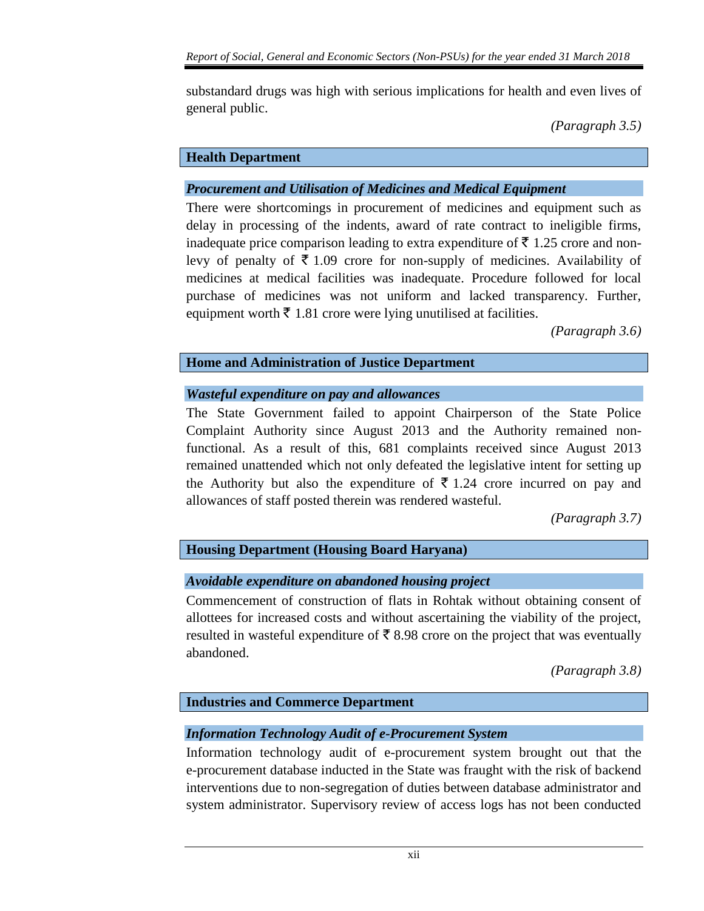substandard drugs was high with serious implications for health and even lives of general public.

*(Paragraph 3.5)*

## Health Department

### *Procurement and Utilisation of Medicines and Medical Equipment*

There were shortcomings in procurement of medicines and equipment such as delay in processing of the indents, award of rate contract to ineligible firms, inadequate price comparison leading to extra expenditure of ₹ 1.25 crore and non-levy of penalty of ₹ 1.09 crore for non-supply of medicines. Availability of medicines at medical facilities was inadequate. Procedure followed for local purchase of medicines was not uniform and lacked transparency. Further, equipment worth ₹ 1.81 crore were lying unutilised at facilities.

*(Paragraph 3.6)*

## Home and Administration of Justice Department

### *Wasteful expenditure on pay and allowances*

The State Government failed to appoint Chairperson of the State Police Complaint Authority since August 2013 and the Authority remained non-functional. As a result of this, 681 complaints received since August 2013 remained unattended which not only defeated the legislative intent for setting up the Authority but also the expenditure of ₹ 1.24 crore incurred on pay and allowances of staff posted therein was rendered wasteful.

*(Paragraph 3.7)*

## Housing Department (Housing Board Haryana)

### *Avoidable expenditure on abandoned housing project*

Commencement of construction of flats in Rohtak without obtaining consent of allottees for increased costs and without ascertaining the viability of the project, resulted in wasteful expenditure of ₹ 8.98 crore on the project that was eventually abandoned.

*(Paragraph 3.8)*

## Industries and Commerce Department

### *Information Technology Audit of e-Procurement System*

Information technology audit of e-procurement system brought out that the e-procurement database inducted in the State was fraught with the risk of backend interventions due to non-segregation of duties between database administrator and system administrator. Supervisory review of access logs has not been conducted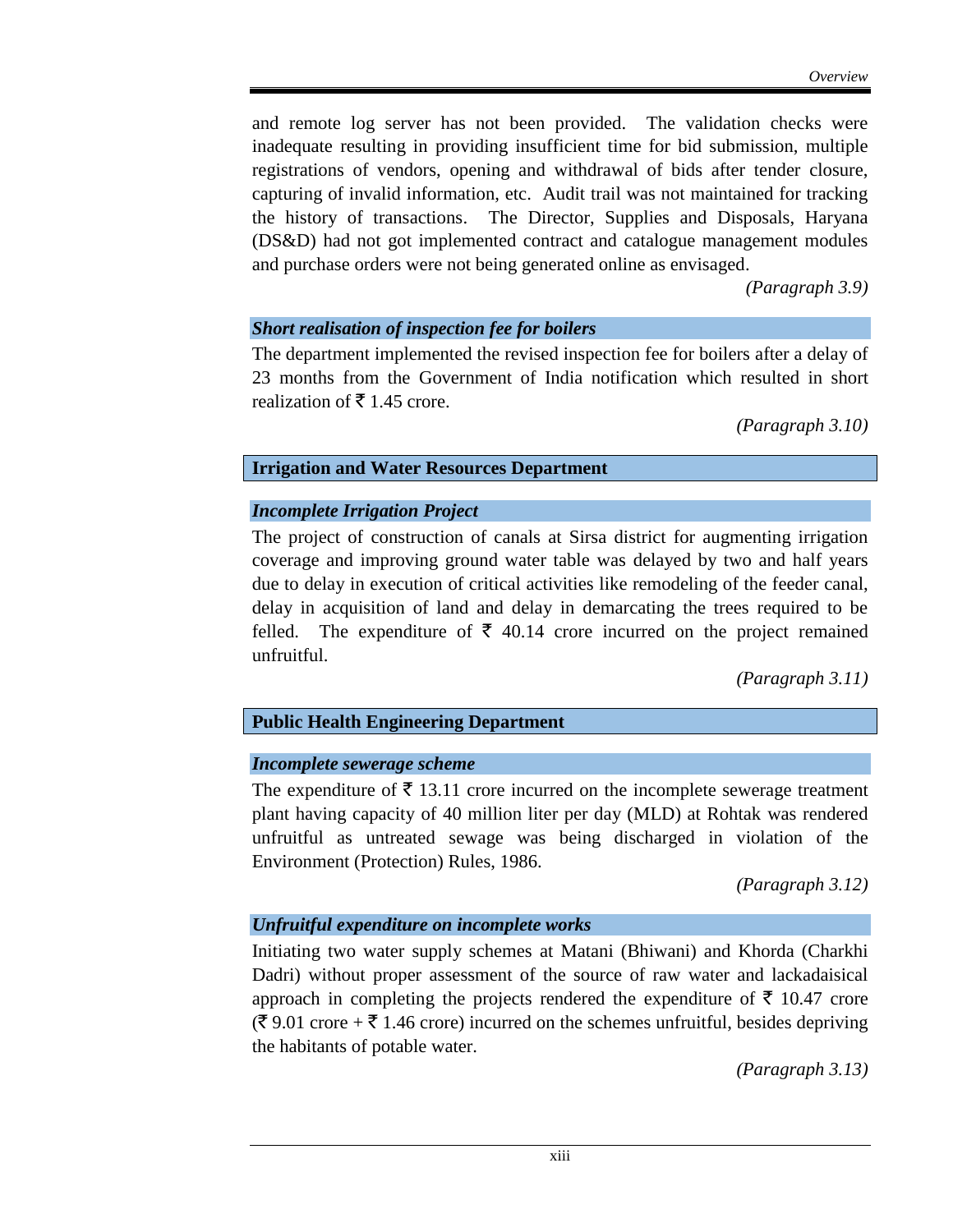and remote log server has not been provided. The validation checks were inadequate resulting in providing insufficient time for bid submission, multiple registrations of vendors, opening and withdrawal of bids after tender closure, capturing of invalid information, etc. Audit trail was not maintained for tracking the history of transactions. The Director, Supplies and Disposals, Haryana (DS&D) had not got implemented contract and catalogue management modules and purchase orders were not being generated online as envisaged.

*(Paragraph 3.9)*

***Short realisation of inspection fee for boilers***

The department implemented the revised inspection fee for boilers after a delay of 23 months from the Government of India notification which resulted in short realization of ₹ 1.45 crore.

*(Paragraph 3.10)*

## Irrigation and Water Resources Department

***Incomplete Irrigation Project***

The project of construction of canals at Sirsa district for augmenting irrigation coverage and improving ground water table was delayed by two and half years due to delay in execution of critical activities like remodeling of the feeder canal, delay in acquisition of land and delay in demarcating the trees required to be felled. The expenditure of ₹ 40.14 crore incurred on the project remained unfruitful.

*(Paragraph 3.11)*

## Public Health Engineering Department

***Incomplete sewerage scheme***

The expenditure of ₹ 13.11 crore incurred on the incomplete sewerage treatment plant having capacity of 40 million liter per day (MLD) at Rohtak was rendered unfruitful as untreated sewage was being discharged in violation of the Environment (Protection) Rules, 1986.

*(Paragraph 3.12)*

***Unfruitful expenditure on incomplete works***

Initiating two water supply schemes at Matani (Bhiwani) and Khorda (Charkhi Dadri) without proper assessment of the source of raw water and lackadaisical approach in completing the projects rendered the expenditure of ₹ 10.47 crore (₹ 9.01 crore + ₹ 1.46 crore) incurred on the schemes unfruitful, besides depriving the habitants of potable water.

*(Paragraph 3.13)*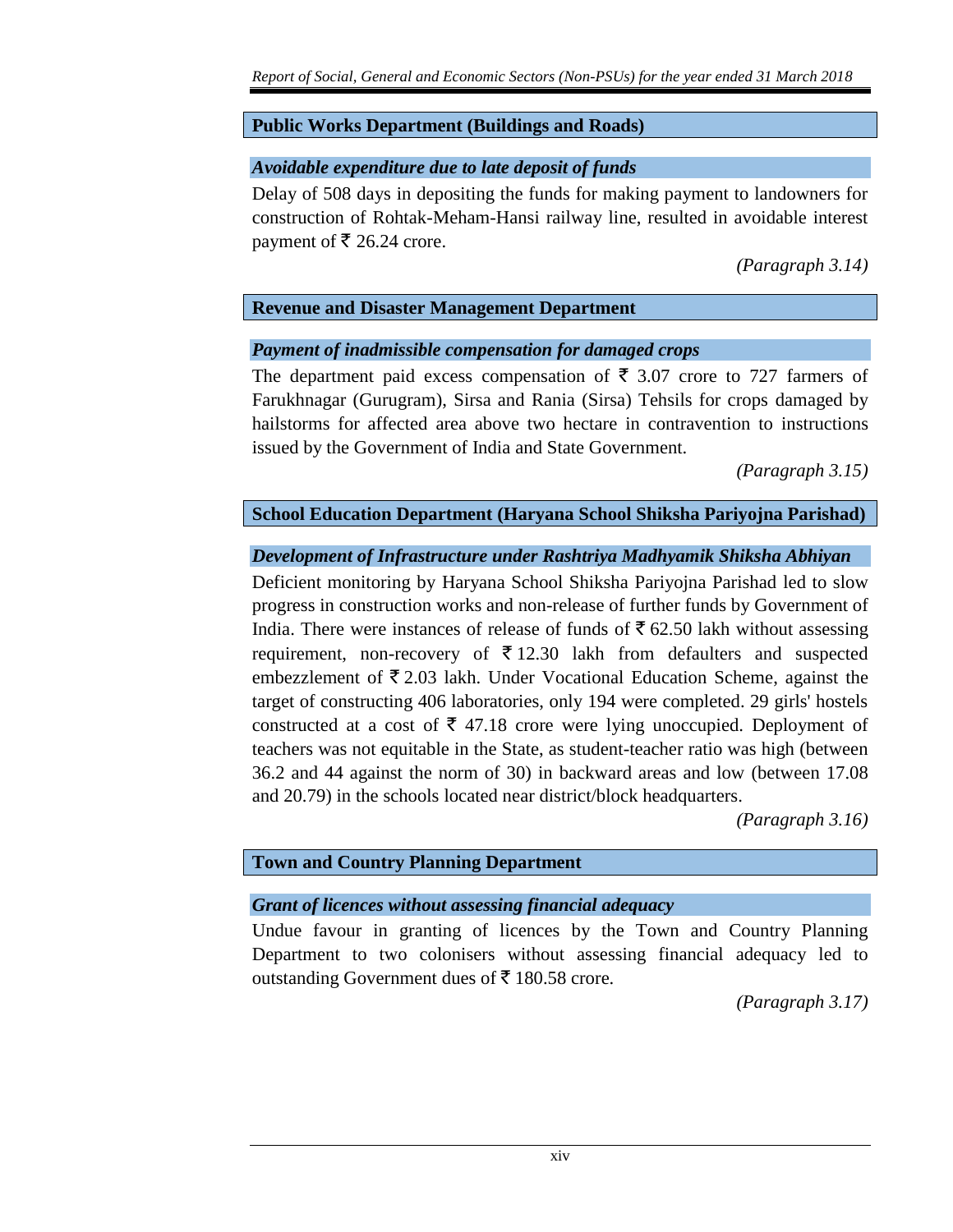### Public Works Department (Buildings and Roads)

***Avoidable expenditure due to late deposit of funds***

Delay of 508 days in depositing the funds for making payment to landowners for construction of Rohtak-Meham-Hansi railway line, resulted in avoidable interest payment of ₹ 26.24 crore.

*(Paragraph 3.14)*

### Revenue and Disaster Management Department

***Payment of inadmissible compensation for damaged crops***

The department paid excess compensation of ₹ 3.07 crore to 727 farmers of Farukhnagar (Gurugram), Sirsa and Rania (Sirsa) Tehsils for crops damaged by hailstorms for affected area above two hectare in contravention to instructions issued by the Government of India and State Government.

*(Paragraph 3.15)*

### School Education Department (Haryana School Shiksha Pariyojna Parishad)

***Development of Infrastructure under Rashtriya Madhyamik Shiksha Abhiyan***

Deficient monitoring by Haryana School Shiksha Pariyojna Parishad led to slow progress in construction works and non-release of further funds by Government of India. There were instances of release of funds of ₹ 62.50 lakh without assessing requirement, non-recovery of ₹ 12.30 lakh from defaulters and suspected embezzlement of ₹ 2.03 lakh. Under Vocational Education Scheme, against the target of constructing 406 laboratories, only 194 were completed. 29 girls' hostels constructed at a cost of ₹ 47.18 crore were lying unoccupied. Deployment of teachers was not equitable in the State, as student-teacher ratio was high (between 36.2 and 44 against the norm of 30) in backward areas and low (between 17.08 and 20.79) in the schools located near district/block headquarters.

*(Paragraph 3.16)*

### Town and Country Planning Department

***Grant of licences without assessing financial adequacy***

Undue favour in granting of licences by the Town and Country Planning Department to two colonisers without assessing financial adequacy led to outstanding Government dues of ₹ 180.58 crore.

*(Paragraph 3.17)*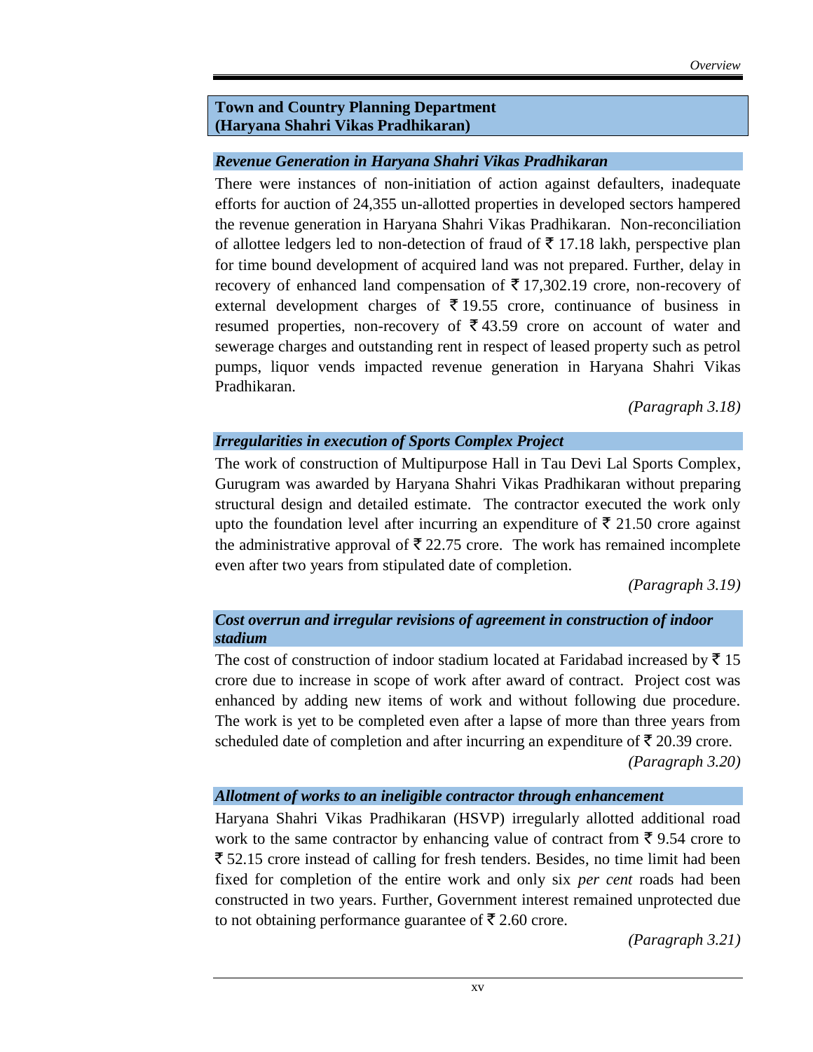## Town and Country Planning Department (Haryana Shahri Vikas Pradhikaran)

### *Revenue Generation in Haryana Shahri Vikas Pradhikaran*

There were instances of non-initiation of action against defaulters, inadequate efforts for auction of 24,355 un-allotted properties in developed sectors hampered the revenue generation in Haryana Shahri Vikas Pradhikaran. Non-reconciliation of allottee ledgers led to non-detection of fraud of ₹ 17.18 lakh, perspective plan for time bound development of acquired land was not prepared. Further, delay in recovery of enhanced land compensation of ₹ 17,302.19 crore, non-recovery of external development charges of ₹ 19.55 crore, continuance of business in resumed properties, non-recovery of ₹ 43.59 crore on account of water and sewerage charges and outstanding rent in respect of leased property such as petrol pumps, liquor vends impacted revenue generation in Haryana Shahri Vikas Pradhikaran.

*(Paragraph 3.18)*

### *Irregularities in execution of Sports Complex Project*

The work of construction of Multipurpose Hall in Tau Devi Lal Sports Complex, Gurugram was awarded by Haryana Shahri Vikas Pradhikaran without preparing structural design and detailed estimate. The contractor executed the work only upto the foundation level after incurring an expenditure of ₹ 21.50 crore against the administrative approval of ₹ 22.75 crore. The work has remained incomplete even after two years from stipulated date of completion.

*(Paragraph 3.19)*

### *Cost overrun and irregular revisions of agreement in construction of indoor stadium*

The cost of construction of indoor stadium located at Faridabad increased by ₹ 15 crore due to increase in scope of work after award of contract. Project cost was enhanced by adding new items of work and without following due procedure. The work is yet to be completed even after a lapse of more than three years from scheduled date of completion and after incurring an expenditure of ₹ 20.39 crore.

*(Paragraph 3.20)*

### *Allotment of works to an ineligible contractor through enhancement*

Haryana Shahri Vikas Pradhikaran (HSVP) irregularly allotted additional road work to the same contractor by enhancing value of contract from ₹ 9.54 crore to ₹ 52.15 crore instead of calling for fresh tenders. Besides, no time limit had been fixed for completion of the entire work and only six *per cent* roads had been constructed in two years. Further, Government interest remained unprotected due to not obtaining performance guarantee of ₹ 2.60 crore.

*(Paragraph 3.21)*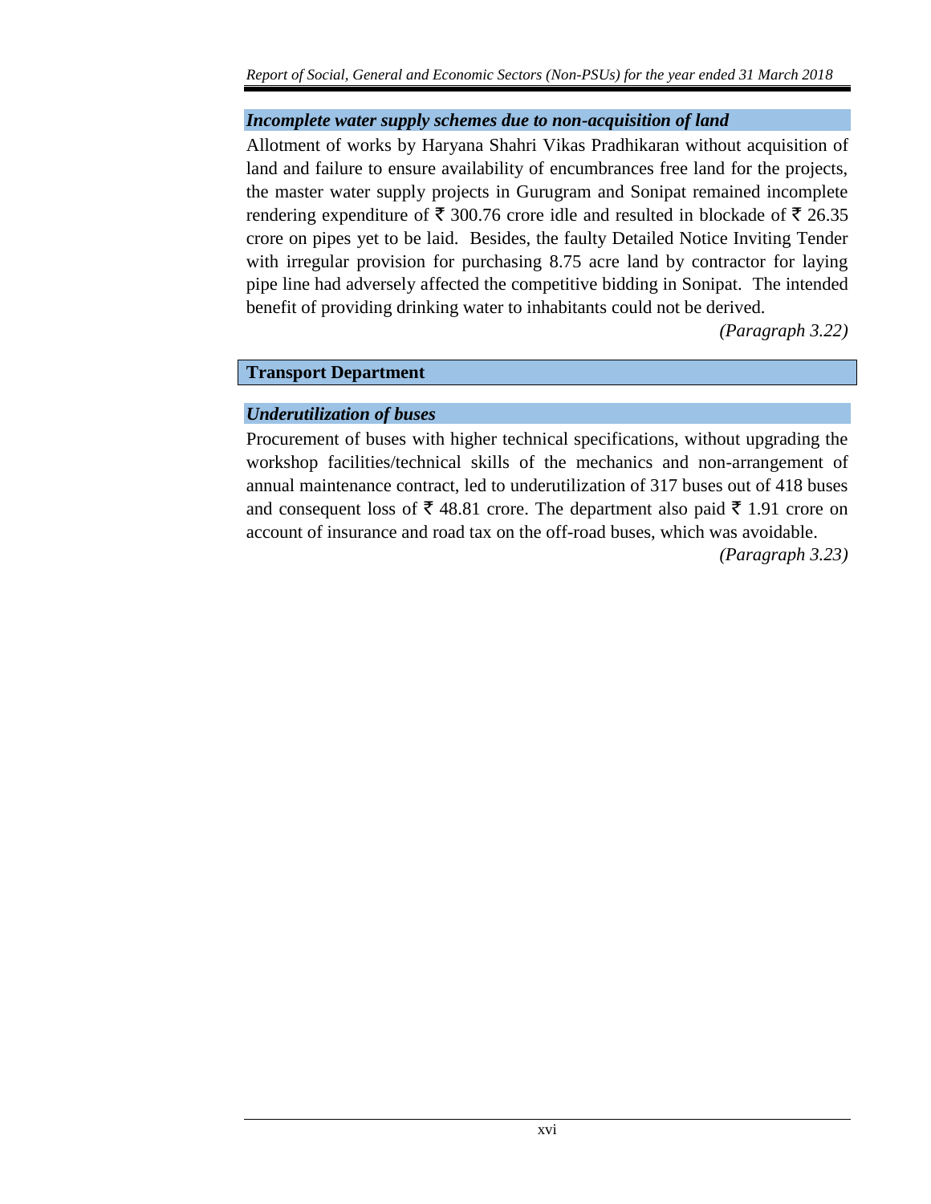### *Incomplete water supply schemes due to non-acquisition of land*

Allotment of works by Haryana Shahri Vikas Pradhikaran without acquisition of land and failure to ensure availability of encumbrances free land for the projects, the master water supply projects in Gurugram and Sonipat remained incomplete rendering expenditure of ₹ 300.76 crore idle and resulted in blockade of ₹ 26.35 crore on pipes yet to be laid. Besides, the faulty Detailed Notice Inviting Tender with irregular provision for purchasing 8.75 acre land by contractor for laying pipe line had adversely affected the competitive bidding in Sonipat. The intended benefit of providing drinking water to inhabitants could not be derived.

*(Paragraph 3.22)*

## Transport Department

### *Underutilization of buses*

Procurement of buses with higher technical specifications, without upgrading the workshop facilities/technical skills of the mechanics and non-arrangement of annual maintenance contract, led to underutilization of 317 buses out of 418 buses and consequent loss of ₹ 48.81 crore. The department also paid ₹ 1.91 crore on account of insurance and road tax on the off-road buses, which was avoidable.

*(Paragraph 3.23)*